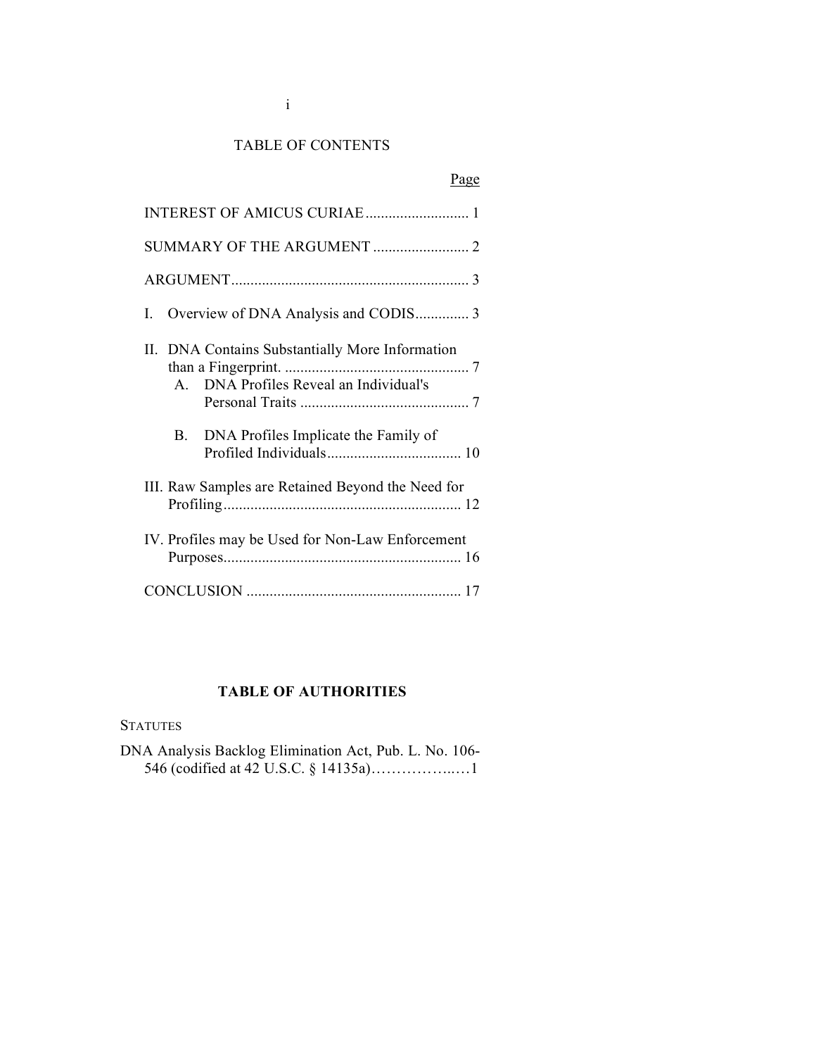# TABLE OF CONTENTS

Page

INTEREST OF AMICUS CURIAE .......................... 1

SUMMARY OF THE ARGUMENT ......................... 2

ARGUMENT............................................................. 3

I. Overview of DNA Analysis and CODIS............. 3

II. DNA Contains Substantially More Information than a Fingerprint. ............................................... 7
   - A. DNA Profiles Reveal an Individual's Personal Traits ............................................ 7
   - B. DNA Profiles Implicate the Family of Profiled Individuals.................................. 10

III. Raw Samples are Retained Beyond the Need for Profiling............................................................. 12

IV. Profiles may be Used for Non-Law Enforcement Purposes............................................................. 16

CONCLUSION ....................................................... 17

## TABLE OF AUTHORITIES

STATUTES

DNA Analysis Backlog Elimination Act, Pub. L. No. 106-546 (codified at 42 U.S.C. § 14135a)……………..…1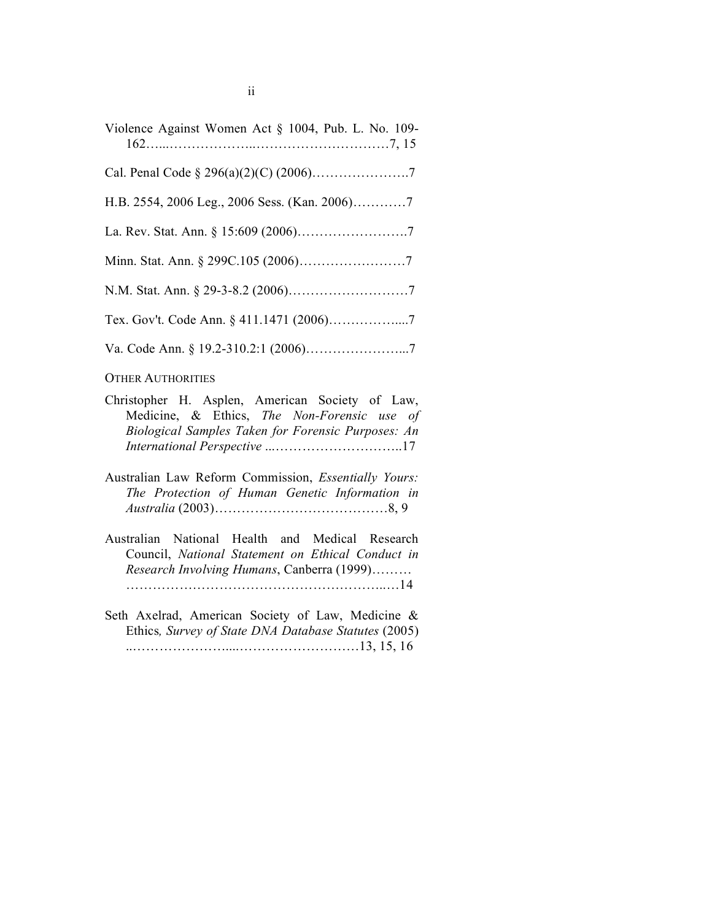Violence Against Women Act § 1004, Pub. L. No. 109-162…...………………..…………………………7, 15

Cal. Penal Code § 296(a)(2)(C) (2006)………………….7

H.B. 2554, 2006 Leg., 2006 Sess. (Kan. 2006)…………7

La. Rev. Stat. Ann. § 15:609 (2006)…………………….7

Minn. Stat. Ann. § 299C.105 (2006)……………………7

N.M. Stat. Ann. § 29-3-8.2 (2006)………………………7

Tex. Gov't. Code Ann. § 411.1471 (2006)…………….....7

Va. Code Ann. § 19.2-310.2:1 (2006)…………………...7

OTHER AUTHORITIES

Christopher H. Asplen, American Society of Law, Medicine, & Ethics, *The Non-Forensic use of Biological Samples Taken for Forensic Purposes: An International Perspective* ...………………………..17

Australian Law Reform Commission, *Essentially Yours: The Protection of Human Genetic Information in Australia* (2003)…………………………………8, 9

Australian National Health and Medical Research Council, *National Statement on Ethical Conduct in Research Involving Humans*, Canberra (1999)……… …………………………………………………..…14

Seth Axelrad, American Society of Law, Medicine & Ethics*, Survey of State DNA Database Statutes* (2005) ..………………….....………………………13, 15, 16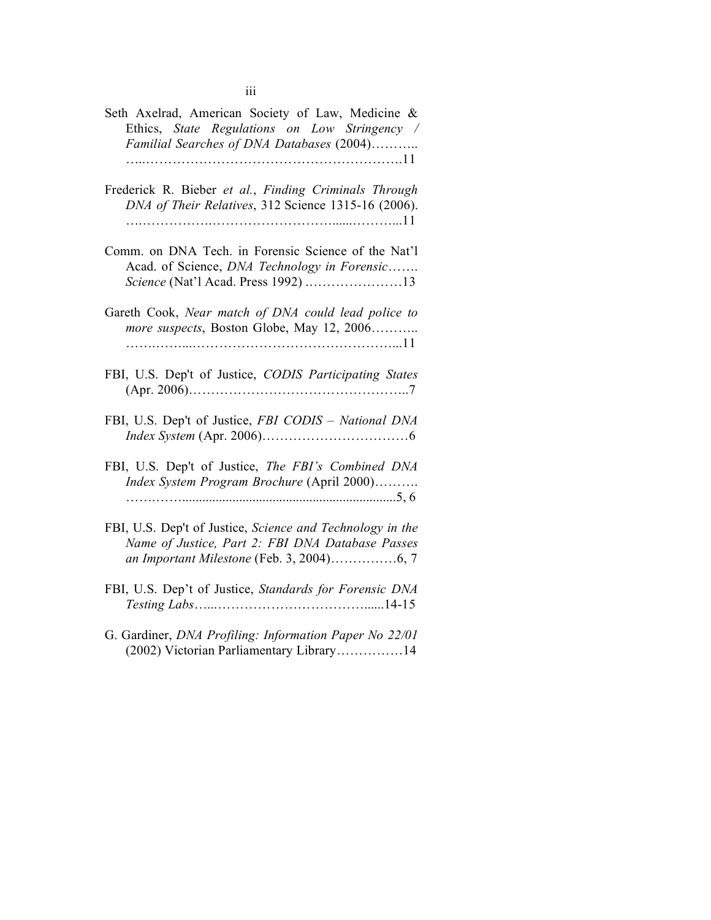Seth Axelrad, American Society of Law, Medicine & Ethics, *State Regulations on Low Stringency / Familial Searches of DNA Databases* (2004)………………………………………………………………….11

Frederick R. Bieber *et al.*, *Finding Criminals Through DNA of Their Relatives*, 312 Science 1315-16 (2006). ………………………………………………………...11

Comm. on DNA Tech. in Forensic Science of the Nat'l Acad. of Science, *DNA Technology in Forensic……. Science* (Nat'l Acad. Press 1992) ……………………13

Gareth Cook, *Near match of DNA could lead police to more suspects*, Boston Globe, May 12, 2006………………………………………………………...11

FBI, U.S. Dep't of Justice, *CODIS Participating States* (Apr. 2006)…………………………………………..7

FBI, U.S. Dep't of Justice, *FBI CODIS – National DNA Index System* (Apr. 2006)……………………………6

FBI, U.S. Dep't of Justice, *The FBI's Combined DNA Index System Program Brochure* (April 2000)………………………………………………………………5, 6

FBI, U.S. Dep't of Justice, *Science and Technology in the Name of Justice, Part 2: FBI DNA Database Passes an Important Milestone* (Feb. 3, 2004)……………6, 7

FBI, U.S. Dep't of Justice, *Standards for Forensic DNA Testing Labs*………………………………………......14-15

G. Gardiner, *DNA Profiling: Information Paper No 22/01* (2002) Victorian Parliamentary Library……………14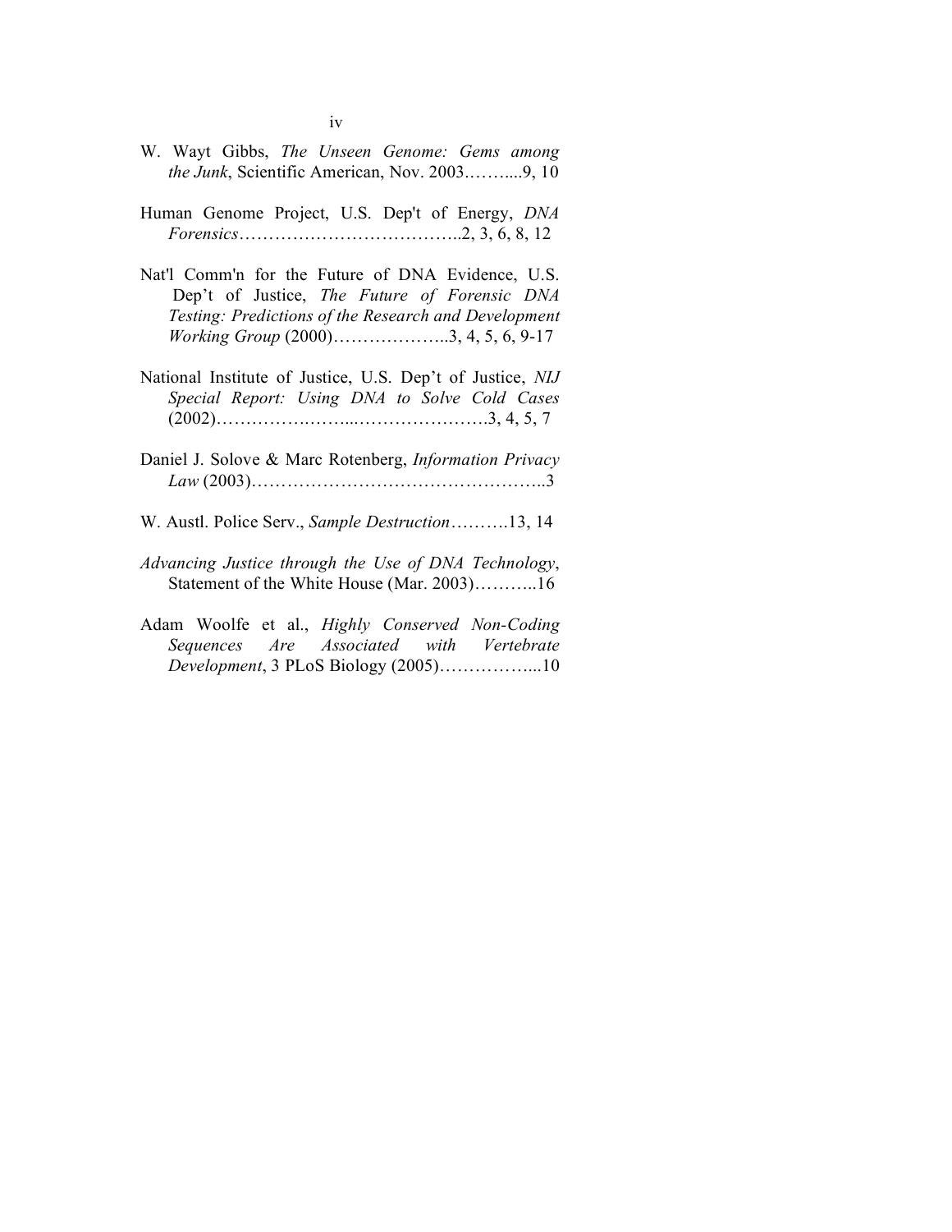W. Wayt Gibbs, *The Unseen Genome: Gems among the Junk*, Scientific American, Nov. 2003.……....9, 10

Human Genome Project, U.S. Dep't of Energy, *DNA Forensics*………………………………..2, 3, 6, 8, 12

Nat'l Comm'n for the Future of DNA Evidence, U.S. Dep't of Justice, *The Future of Forensic DNA Testing: Predictions of the Research and Development Working Group* (2000)………………...3, 4, 5, 6, 9-17

National Institute of Justice, U.S. Dep't of Justice, *NIJ Special Report: Using DNA to Solve Cold Cases* (2002)…………….……...………………….3, 4, 5, 7

Daniel J. Solove & Marc Rotenberg, *Information Privacy Law* (2003)…………………………………………..3

W. Austl. Police Serv., *Sample Destruction*……….13, 14

*Advancing Justice through the Use of DNA Technology*, Statement of the White House (Mar. 2003)………..16

Adam Woolfe et al., *Highly Conserved Non-Coding Sequences Are Associated with Vertebrate Development*, 3 PLoS Biology (2005)……………...10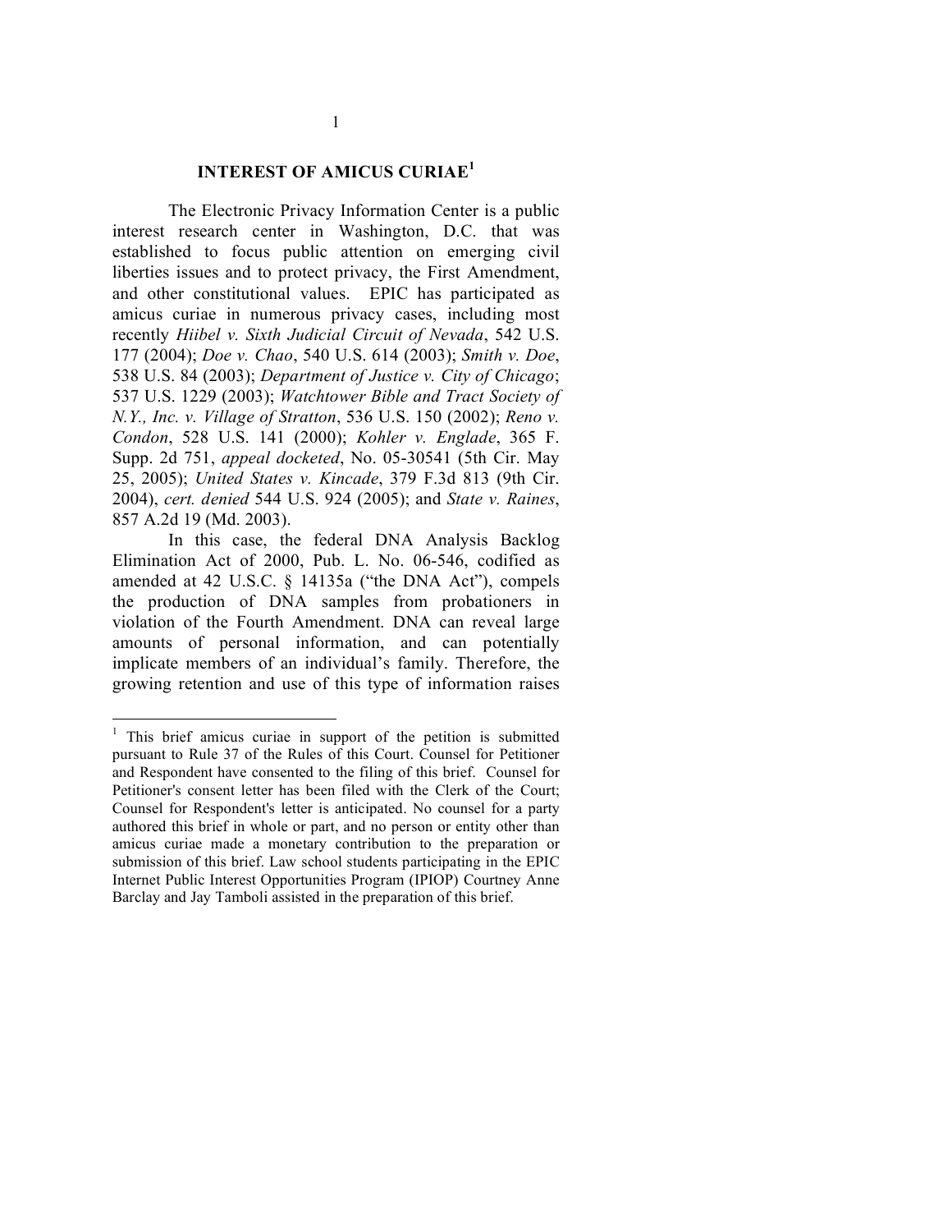## INTEREST OF AMICUS CURIAE[1]

The Electronic Privacy Information Center is a public interest research center in Washington, D.C. that was established to focus public attention on emerging civil liberties issues and to protect privacy, the First Amendment, and other constitutional values. EPIC has participated as amicus curiae in numerous privacy cases, including most recently *Hiibel v. Sixth Judicial Circuit of Nevada*, 542 U.S. 177 (2004); *Doe v. Chao*, 540 U.S. 614 (2003); *Smith v. Doe*, 538 U.S. 84 (2003); *Department of Justice v. City of Chicago*; 537 U.S. 1229 (2003); *Watchtower Bible and Tract Society of N.Y., Inc. v. Village of Stratton*, 536 U.S. 150 (2002); *Reno v. Condon*, 528 U.S. 141 (2000); *Kohler v. Englade*, 365 F. Supp. 2d 751, *appeal docketed*, No. 05-30541 (5th Cir. May 25, 2005); *United States v. Kincade*, 379 F.3d 813 (9th Cir. 2004), *cert. denied* 544 U.S. 924 (2005); and *State v. Raines*, 857 A.2d 19 (Md. 2003).

In this case, the federal DNA Analysis Backlog Elimination Act of 2000, Pub. L. No. 06-546, codified as amended at 42 U.S.C. § 14135a ("the DNA Act"), compels the production of DNA samples from probationers in violation of the Fourth Amendment. DNA can reveal large amounts of personal information, and can potentially implicate members of an individual's family. Therefore, the growing retention and use of this type of information raises

---

[1] This brief amicus curiae in support of the petition is submitted pursuant to Rule 37 of the Rules of this Court. Counsel for Petitioner and Respondent have consented to the filing of this brief. Counsel for Petitioner's consent letter has been filed with the Clerk of the Court; Counsel for Respondent's letter is anticipated. No counsel for a party authored this brief in whole or part, and no person or entity other than amicus curiae made a monetary contribution to the preparation or submission of this brief. Law school students participating in the EPIC Internet Public Interest Opportunities Program (IPIOP) Courtney Anne Barclay and Jay Tamboli assisted in the preparation of this brief.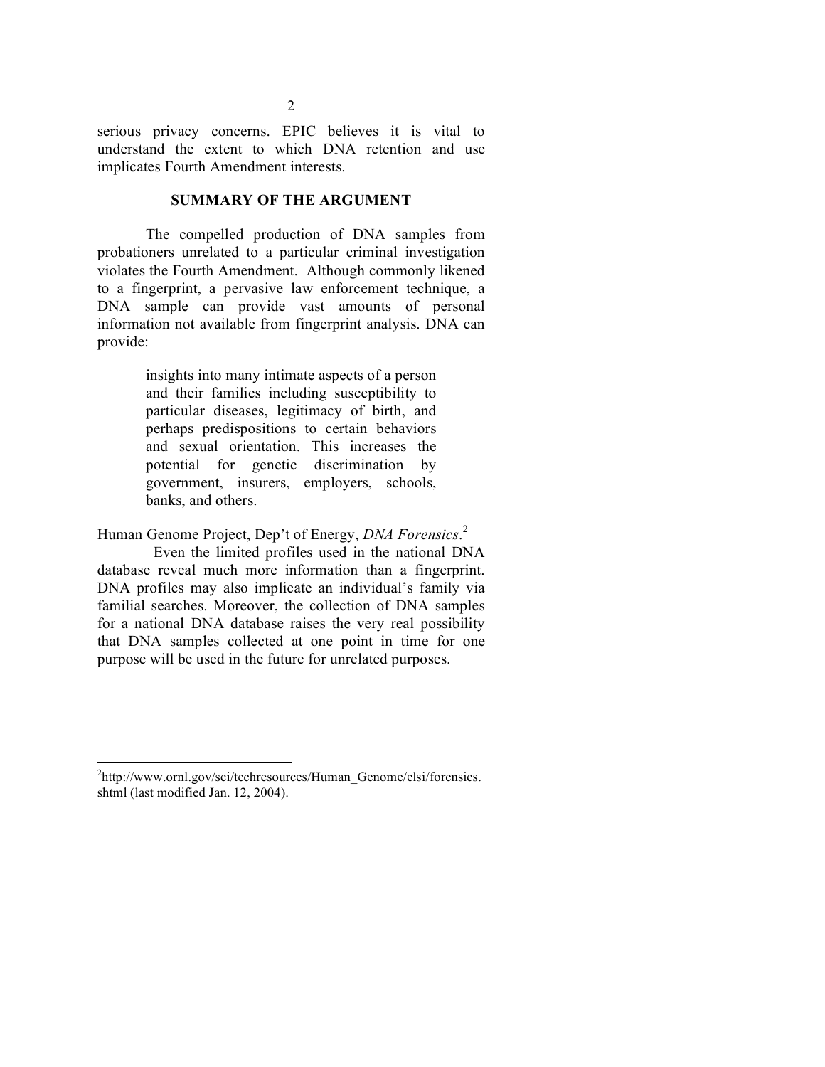serious privacy concerns. EPIC believes it is vital to understand the extent to which DNA retention and use implicates Fourth Amendment interests.

## SUMMARY OF THE ARGUMENT

The compelled production of DNA samples from probationers unrelated to a particular criminal investigation violates the Fourth Amendment. Although commonly likened to a fingerprint, a pervasive law enforcement technique, a DNA sample can provide vast amounts of personal information not available from fingerprint analysis. DNA can provide:

> insights into many intimate aspects of a person and their families including susceptibility to particular diseases, legitimacy of birth, and perhaps predispositions to certain behaviors and sexual orientation. This increases the potential for genetic discrimination by government, insurers, employers, schools, banks, and others.

Human Genome Project, Dep't of Energy, *DNA Forensics*.[2]

Even the limited profiles used in the national DNA database reveal much more information than a fingerprint. DNA profiles may also implicate an individual's family via familial searches. Moreover, the collection of DNA samples for a national DNA database raises the very real possibility that DNA samples collected at one point in time for one purpose will be used in the future for unrelated purposes.

---

[2] http://www.ornl.gov/sci/techresources/Human_Genome/elsi/forensics.shtml (last modified Jan. 12, 2004).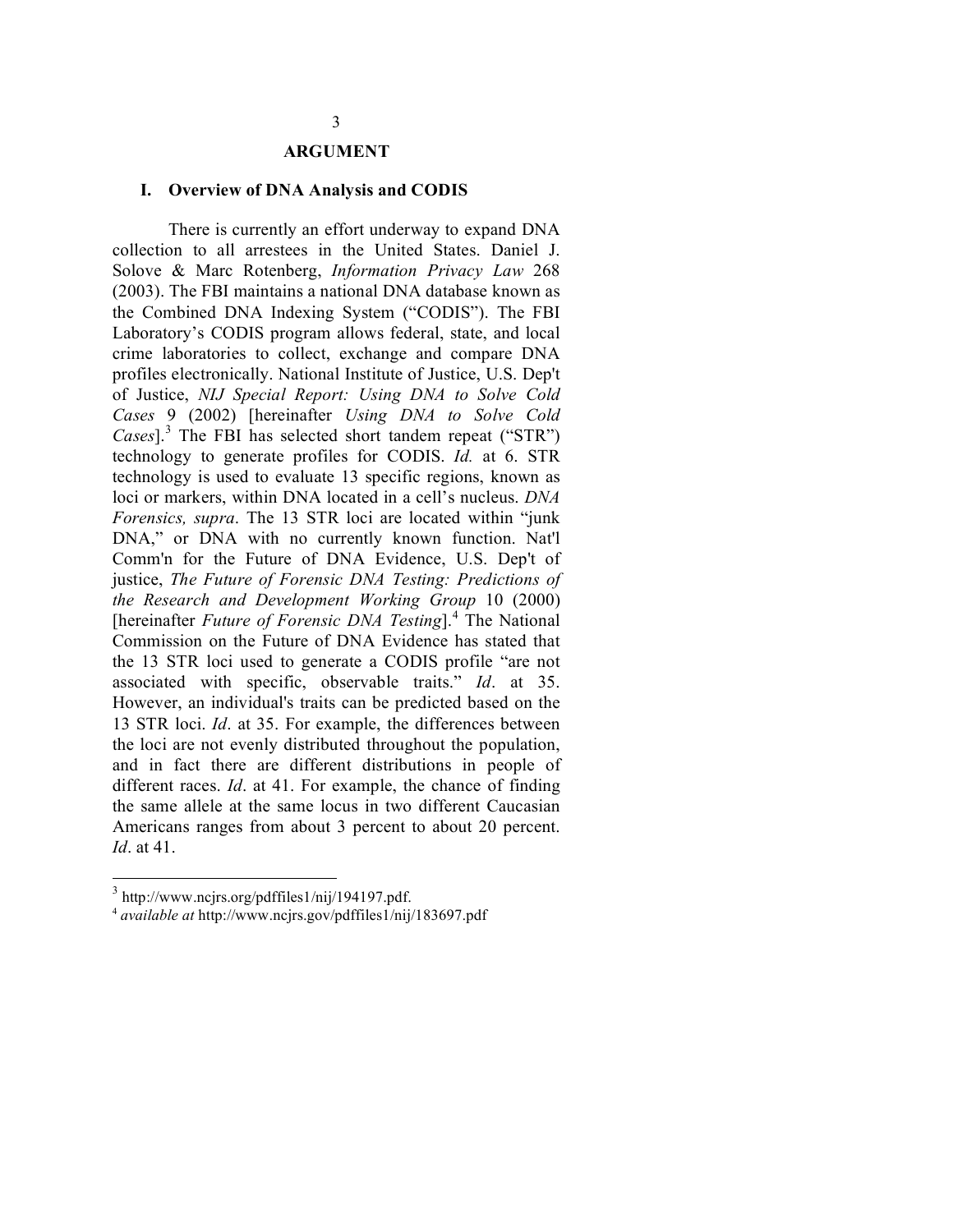## ARGUMENT

### I. Overview of DNA Analysis and CODIS

There is currently an effort underway to expand DNA collection to all arrestees in the United States. Daniel J. Solove & Marc Rotenberg, *Information Privacy Law* 268 (2003). The FBI maintains a national DNA database known as the Combined DNA Indexing System ("CODIS"). The FBI Laboratory's CODIS program allows federal, state, and local crime laboratories to collect, exchange and compare DNA profiles electronically. National Institute of Justice, U.S. Dep't of Justice, *NIJ Special Report: Using DNA to Solve Cold Cases* 9 (2002) [hereinafter *Using DNA to Solve Cold Cases*].[3] The FBI has selected short tandem repeat ("STR") technology to generate profiles for CODIS. *Id.* at 6. STR technology is used to evaluate 13 specific regions, known as loci or markers, within DNA located in a cell's nucleus. *DNA Forensics, supra*. The 13 STR loci are located within "junk DNA," or DNA with no currently known function. Nat'l Comm'n for the Future of DNA Evidence, U.S. Dep't of justice, *The Future of Forensic DNA Testing: Predictions of the Research and Development Working Group* 10 (2000) [hereinafter *Future of Forensic DNA Testing*].[4] The National Commission on the Future of DNA Evidence has stated that the 13 STR loci used to generate a CODIS profile "are not associated with specific, observable traits." *Id*. at 35. However, an individual's traits can be predicted based on the 13 STR loci. *Id*. at 35. For example, the differences between the loci are not evenly distributed throughout the population, and in fact there are different distributions in people of different races. *Id*. at 41. For example, the chance of finding the same allele at the same locus in two different Caucasian Americans ranges from about 3 percent to about 20 percent. *Id*. at 41.

---

[3] http://www.ncjrs.org/pdffiles1/nij/194197.pdf.

[4] *available at* http://www.ncjrs.gov/pdffiles1/nij/183697.pdf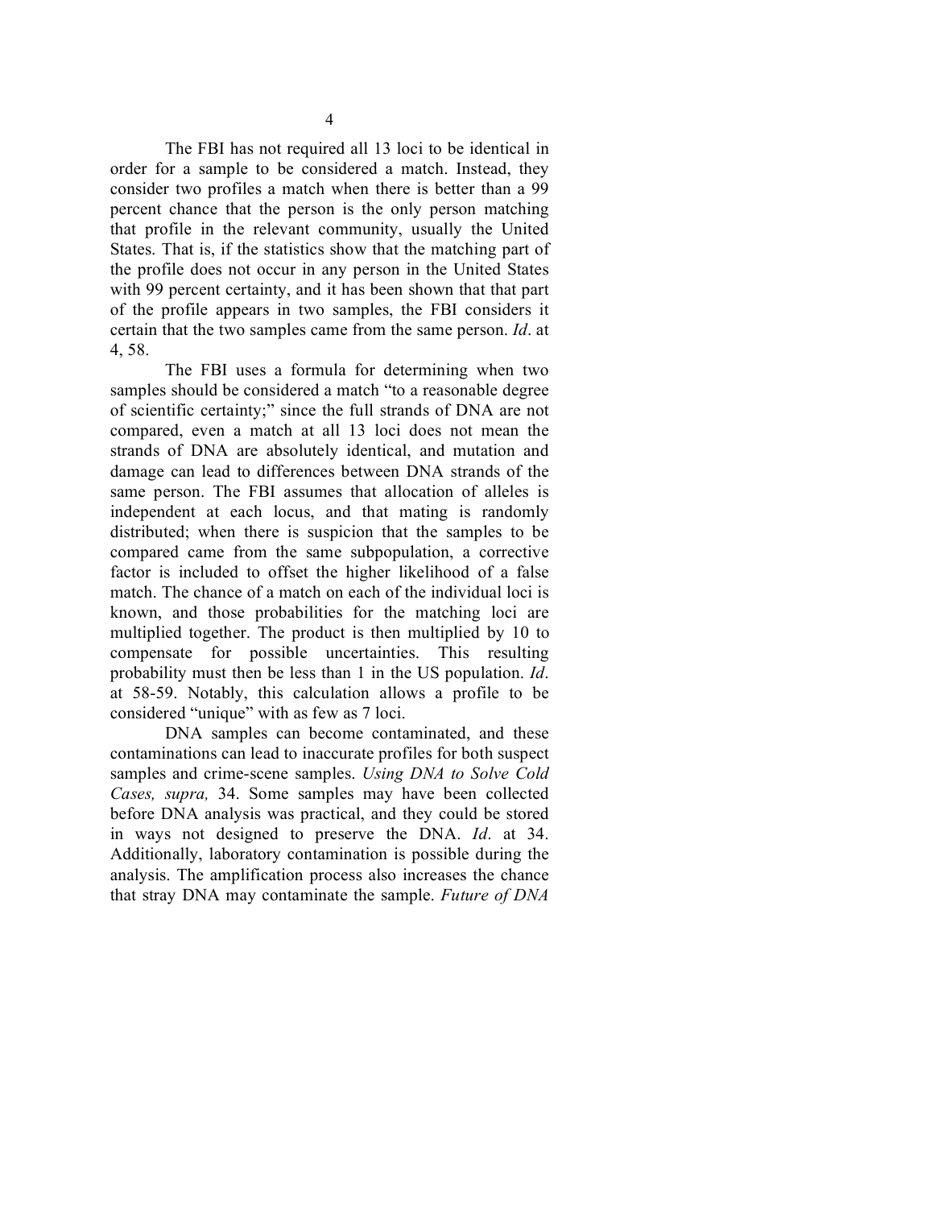The FBI has not required all 13 loci to be identical in order for a sample to be considered a match. Instead, they consider two profiles a match when there is better than a 99 percent chance that the person is the only person matching that profile in the relevant community, usually the United States. That is, if the statistics show that the matching part of the profile does not occur in any person in the United States with 99 percent certainty, and it has been shown that that part of the profile appears in two samples, the FBI considers it certain that the two samples came from the same person. *Id*. at 4, 58.

The FBI uses a formula for determining when two samples should be considered a match "to a reasonable degree of scientific certainty;" since the full strands of DNA are not compared, even a match at all 13 loci does not mean the strands of DNA are absolutely identical, and mutation and damage can lead to differences between DNA strands of the same person. The FBI assumes that allocation of alleles is independent at each locus, and that mating is randomly distributed; when there is suspicion that the samples to be compared came from the same subpopulation, a corrective factor is included to offset the higher likelihood of a false match. The chance of a match on each of the individual loci is known, and those probabilities for the matching loci are multiplied together. The product is then multiplied by 10 to compensate for possible uncertainties. This resulting probability must then be less than 1 in the US population. *Id*. at 58-59. Notably, this calculation allows a profile to be considered "unique" with as few as 7 loci.

DNA samples can become contaminated, and these contaminations can lead to inaccurate profiles for both suspect samples and crime-scene samples. *Using DNA to Solve Cold Cases, supra,* 34. Some samples may have been collected before DNA analysis was practical, and they could be stored in ways not designed to preserve the DNA. *Id*. at 34. Additionally, laboratory contamination is possible during the analysis. The amplification process also increases the chance that stray DNA may contaminate the sample. *Future of DNA*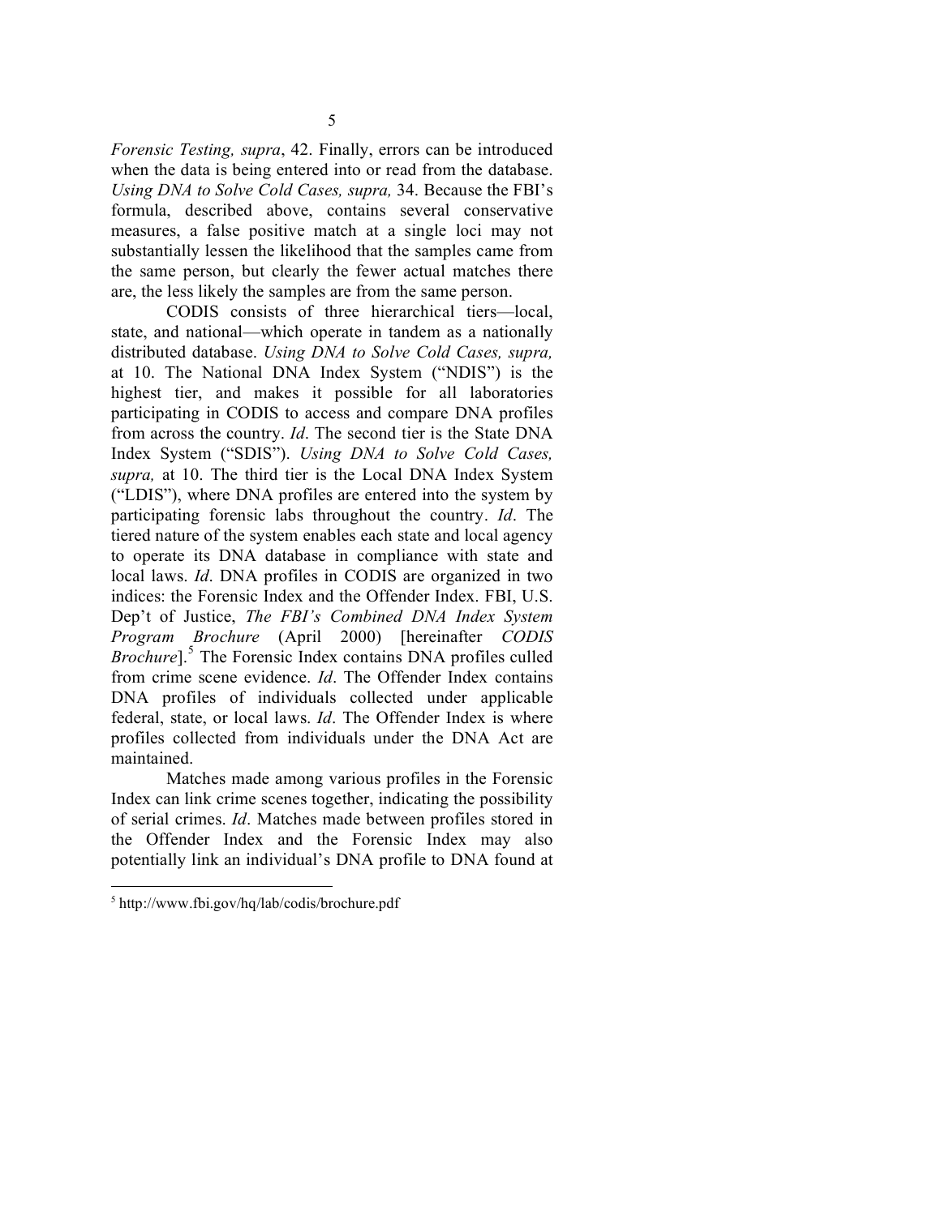*Forensic Testing, supra*, 42. Finally, errors can be introduced when the data is being entered into or read from the database. *Using DNA to Solve Cold Cases, supra,* 34. Because the FBI's formula, described above, contains several conservative measures, a false positive match at a single loci may not substantially lessen the likelihood that the samples came from the same person, but clearly the fewer actual matches there are, the less likely the samples are from the same person.

CODIS consists of three hierarchical tiers—local, state, and national—which operate in tandem as a nationally distributed database. *Using DNA to Solve Cold Cases, supra,* at 10. The National DNA Index System ("NDIS") is the highest tier, and makes it possible for all laboratories participating in CODIS to access and compare DNA profiles from across the country. *Id*. The second tier is the State DNA Index System ("SDIS"). *Using DNA to Solve Cold Cases, supra,* at 10. The third tier is the Local DNA Index System ("LDIS"), where DNA profiles are entered into the system by participating forensic labs throughout the country. *Id*. The tiered nature of the system enables each state and local agency to operate its DNA database in compliance with state and local laws. *Id*. DNA profiles in CODIS are organized in two indices: the Forensic Index and the Offender Index. FBI, U.S. Dep't of Justice, *The FBI's Combined DNA Index System Program Brochure* (April 2000) [hereinafter *CODIS Brochure*].[5] The Forensic Index contains DNA profiles culled from crime scene evidence. *Id*. The Offender Index contains DNA profiles of individuals collected under applicable federal, state, or local laws. *Id*. The Offender Index is where profiles collected from individuals under the DNA Act are maintained.

Matches made among various profiles in the Forensic Index can link crime scenes together, indicating the possibility of serial crimes. *Id*. Matches made between profiles stored in the Offender Index and the Forensic Index may also potentially link an individual's DNA profile to DNA found at

---

[5] http://www.fbi.gov/hq/lab/codis/brochure.pdf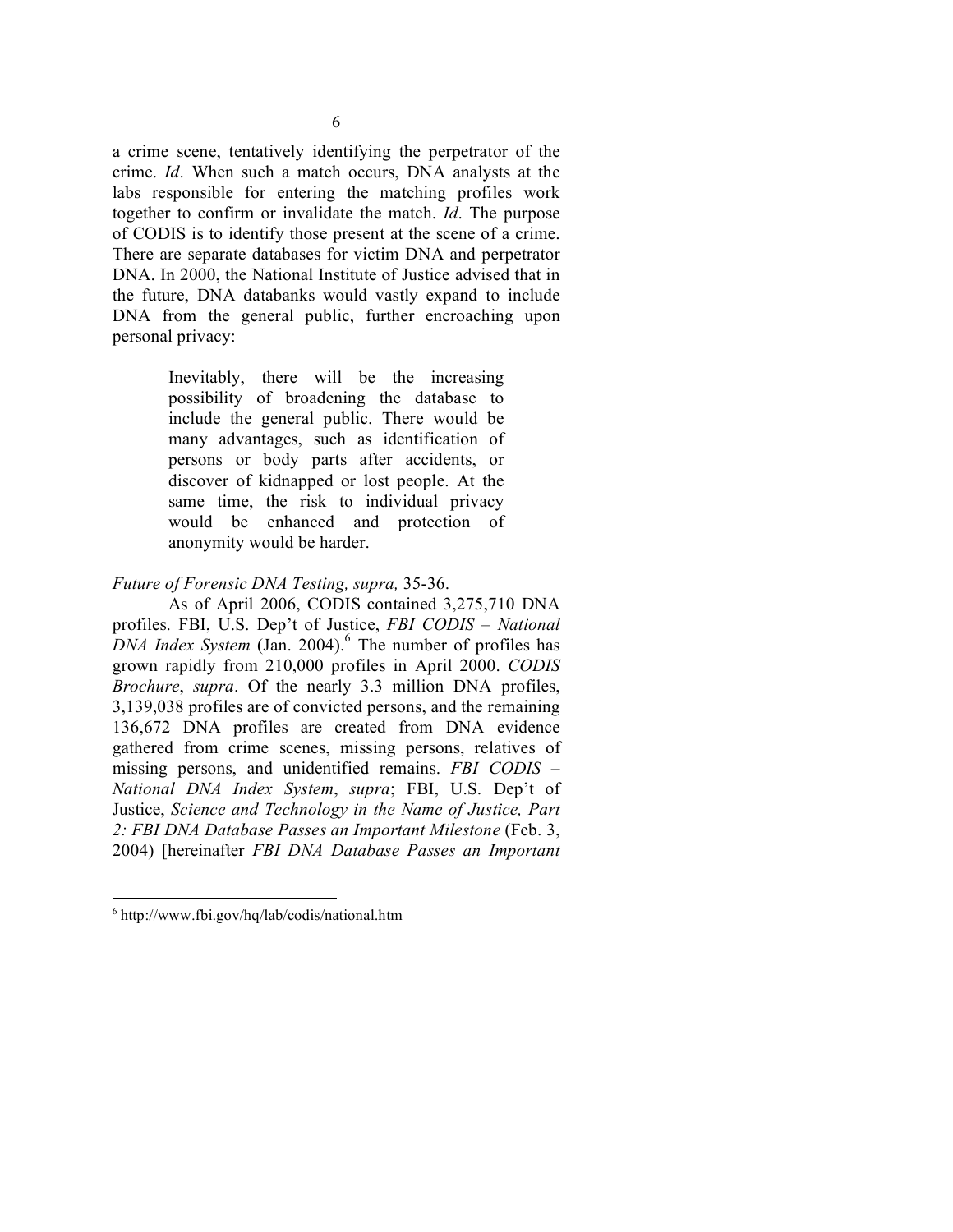a crime scene, tentatively identifying the perpetrator of the crime. *Id*. When such a match occurs, DNA analysts at the labs responsible for entering the matching profiles work together to confirm or invalidate the match. *Id*. The purpose of CODIS is to identify those present at the scene of a crime. There are separate databases for victim DNA and perpetrator DNA. In 2000, the National Institute of Justice advised that in the future, DNA databanks would vastly expand to include DNA from the general public, further encroaching upon personal privacy:

> Inevitably, there will be the increasing possibility of broadening the database to include the general public. There would be many advantages, such as identification of persons or body parts after accidents, or discover of kidnapped or lost people. At the same time, the risk to individual privacy would be enhanced and protection of anonymity would be harder.

*Future of Forensic DNA Testing, supra,* 35-36.

As of April 2006, CODIS contained 3,275,710 DNA profiles. FBI, U.S. Dep't of Justice, *FBI CODIS – National DNA Index System* (Jan. 2004).[6] The number of profiles has grown rapidly from 210,000 profiles in April 2000. *CODIS Brochure*, *supra*. Of the nearly 3.3 million DNA profiles, 3,139,038 profiles are of convicted persons, and the remaining 136,672 DNA profiles are created from DNA evidence gathered from crime scenes, missing persons, relatives of missing persons, and unidentified remains. *FBI CODIS – National DNA Index System*, *supra*; FBI, U.S. Dep't of Justice, *Science and Technology in the Name of Justice, Part 2: FBI DNA Database Passes an Important Milestone* (Feb. 3, 2004) [hereinafter *FBI DNA Database Passes an Important*

---

[6] http://www.fbi.gov/hq/lab/codis/national.htm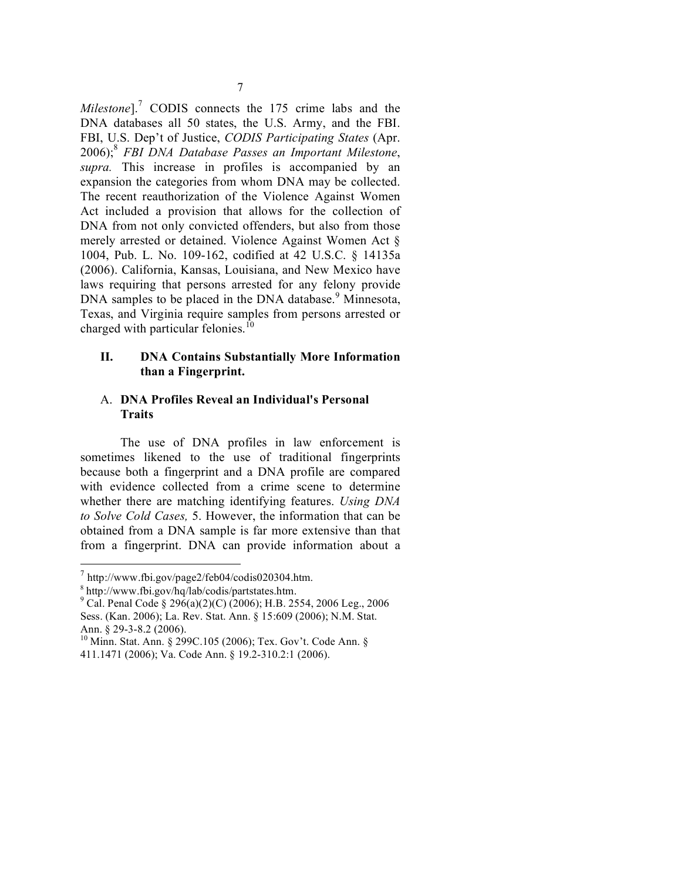*Milestone*].[7] CODIS connects the 175 crime labs and the DNA databases all 50 states, the U.S. Army, and the FBI. FBI, U.S. Dep't of Justice, *CODIS Participating States* (Apr. 2006);[8] *FBI DNA Database Passes an Important Milestone*, *supra.* This increase in profiles is accompanied by an expansion the categories from whom DNA may be collected. The recent reauthorization of the Violence Against Women Act included a provision that allows for the collection of DNA from not only convicted offenders, but also from those merely arrested or detained. Violence Against Women Act § 1004, Pub. L. No. 109-162, codified at 42 U.S.C. § 14135a (2006). California, Kansas, Louisiana, and New Mexico have laws requiring that persons arrested for any felony provide DNA samples to be placed in the DNA database.[9] Minnesota, Texas, and Virginia require samples from persons arrested or charged with particular felonies.[10]

## II. DNA Contains Substantially More Information than a Fingerprint.

### A. DNA Profiles Reveal an Individual's Personal Traits

The use of DNA profiles in law enforcement is sometimes likened to the use of traditional fingerprints because both a fingerprint and a DNA profile are compared with evidence collected from a crime scene to determine whether there are matching identifying features. *Using DNA to Solve Cold Cases,* 5. However, the information that can be obtained from a DNA sample is far more extensive than that from a fingerprint. DNA can provide information about a

---

[7] http://www.fbi.gov/page2/feb04/codis020304.htm.

[8] http://www.fbi.gov/hq/lab/codis/partstates.htm.

[9] Cal. Penal Code § 296(a)(2)(C) (2006); H.B. 2554, 2006 Leg., 2006 Sess. (Kan. 2006); La. Rev. Stat. Ann. § 15:609 (2006); N.M. Stat. Ann. § 29-3-8.2 (2006).

[10] Minn. Stat. Ann. § 299C.105 (2006); Tex. Gov't. Code Ann. § 411.1471 (2006); Va. Code Ann. § 19.2-310.2:1 (2006).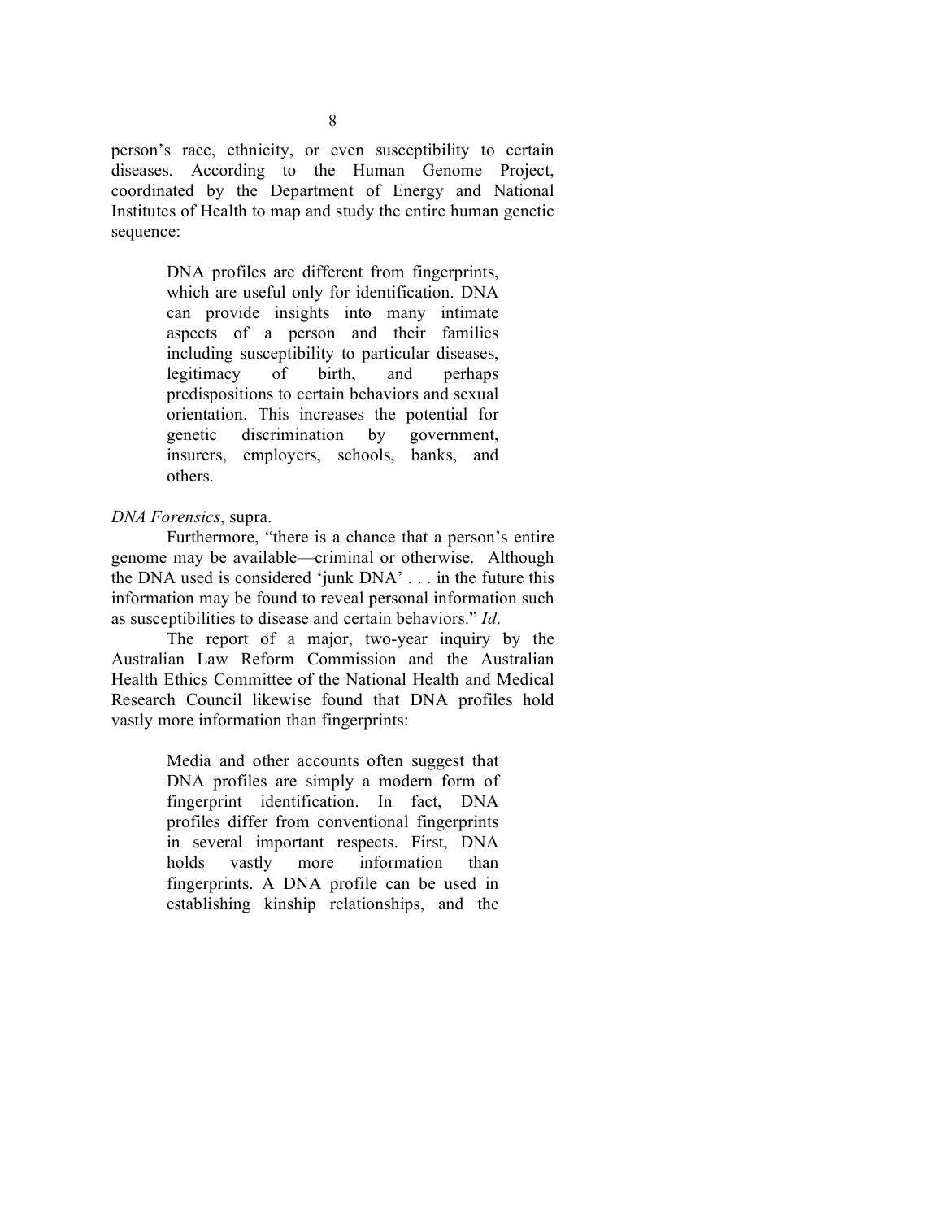person's race, ethnicity, or even susceptibility to certain diseases. According to the Human Genome Project, coordinated by the Department of Energy and National Institutes of Health to map and study the entire human genetic sequence:

> DNA profiles are different from fingerprints, which are useful only for identification. DNA can provide insights into many intimate aspects of a person and their families including susceptibility to particular diseases, legitimacy of birth, and perhaps predispositions to certain behaviors and sexual orientation. This increases the potential for genetic discrimination by government, insurers, employers, schools, banks, and others.

*DNA Forensics*, supra.

Furthermore, "there is a chance that a person's entire genome may be available—criminal or otherwise. Although the DNA used is considered 'junk DNA' . . . in the future this information may be found to reveal personal information such as susceptibilities to disease and certain behaviors." *Id*.

The report of a major, two-year inquiry by the Australian Law Reform Commission and the Australian Health Ethics Committee of the National Health and Medical Research Council likewise found that DNA profiles hold vastly more information than fingerprints:

> Media and other accounts often suggest that DNA profiles are simply a modern form of fingerprint identification. In fact, DNA profiles differ from conventional fingerprints in several important respects. First, DNA holds vastly more information than fingerprints. A DNA profile can be used in establishing kinship relationships, and the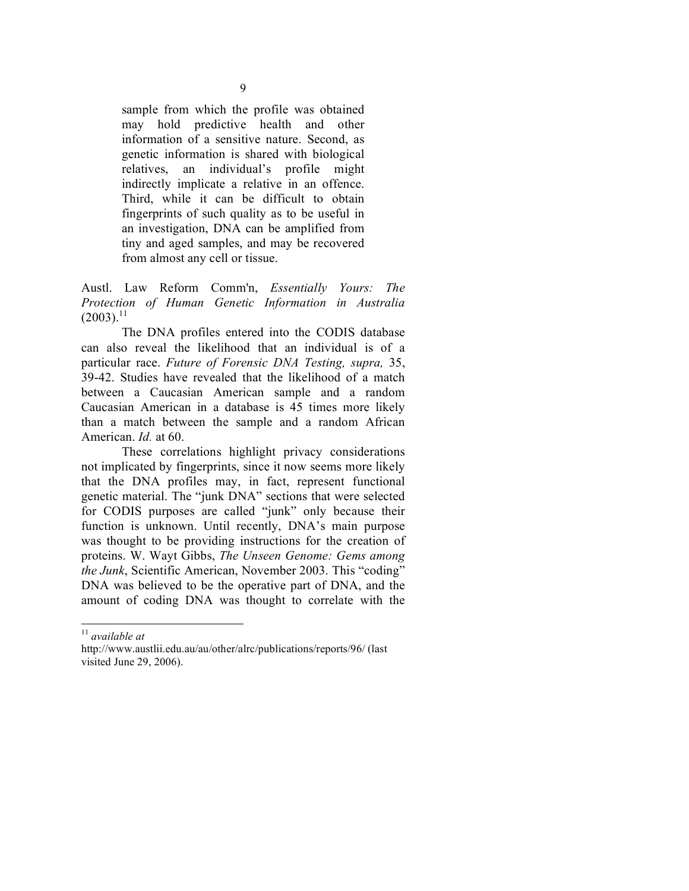> sample from which the profile was obtained may hold predictive health and other information of a sensitive nature. Second, as genetic information is shared with biological relatives, an individual's profile might indirectly implicate a relative in an offence. Third, while it can be difficult to obtain fingerprints of such quality as to be useful in an investigation, DNA can be amplified from tiny and aged samples, and may be recovered from almost any cell or tissue.

Austl. Law Reform Comm'n, *Essentially Yours: The Protection of Human Genetic Information in Australia* (2003).[11]

The DNA profiles entered into the CODIS database can also reveal the likelihood that an individual is of a particular race. *Future of Forensic DNA Testing, supra,* 35, 39-42. Studies have revealed that the likelihood of a match between a Caucasian American sample and a random Caucasian American in a database is 45 times more likely than a match between the sample and a random African American. *Id.* at 60.

These correlations highlight privacy considerations not implicated by fingerprints, since it now seems more likely that the DNA profiles may, in fact, represent functional genetic material. The "junk DNA" sections that were selected for CODIS purposes are called "junk" only because their function is unknown. Until recently, DNA's main purpose was thought to be providing instructions for the creation of proteins. W. Wayt Gibbs, *The Unseen Genome: Gems among the Junk*, Scientific American, November 2003. This "coding" DNA was believed to be the operative part of DNA, and the amount of coding DNA was thought to correlate with the

---

[11] *available at* http://www.austlii.edu.au/au/other/alrc/publications/reports/96/ (last visited June 29, 2006).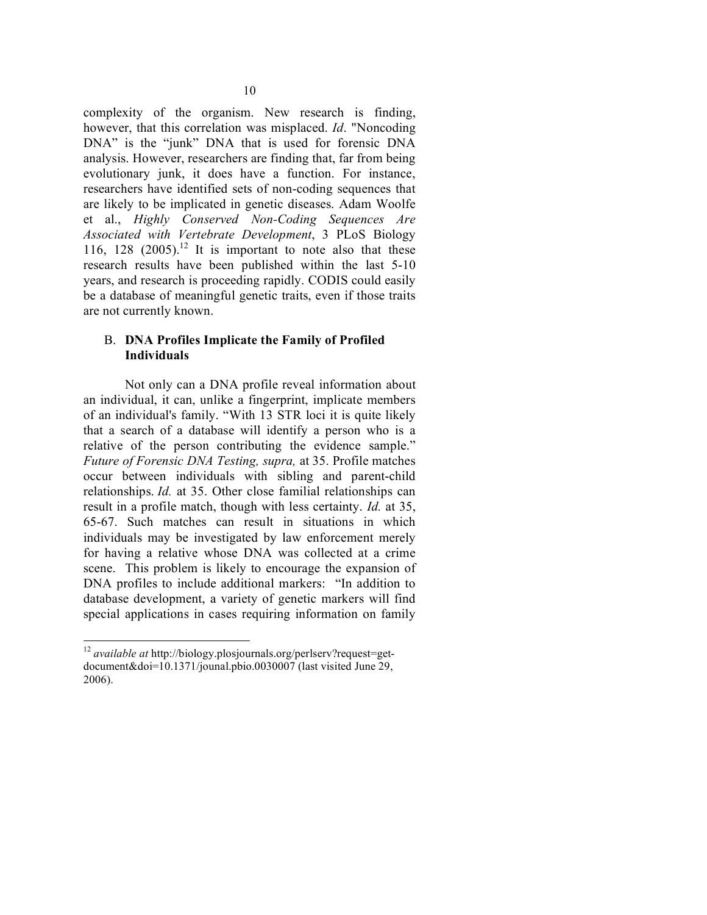complexity of the organism. New research is finding, however, that this correlation was misplaced. *Id*. "Noncoding DNA" is the "junk" DNA that is used for forensic DNA analysis. However, researchers are finding that, far from being evolutionary junk, it does have a function. For instance, researchers have identified sets of non-coding sequences that are likely to be implicated in genetic diseases. Adam Woolfe et al., *Highly Conserved Non-Coding Sequences Are Associated with Vertebrate Development*, 3 PLoS Biology 116, 128 (2005).[12] It is important to note also that these research results have been published within the last 5-10 years, and research is proceeding rapidly. CODIS could easily be a database of meaningful genetic traits, even if those traits are not currently known.

### B. **DNA Profiles Implicate the Family of Profiled Individuals**

Not only can a DNA profile reveal information about an individual, it can, unlike a fingerprint, implicate members of an individual's family. "With 13 STR loci it is quite likely that a search of a database will identify a person who is a relative of the person contributing the evidence sample." *Future of Forensic DNA Testing, supra,* at 35. Profile matches occur between individuals with sibling and parent-child relationships. *Id.* at 35. Other close familial relationships can result in a profile match, though with less certainty. *Id.* at 35, 65-67. Such matches can result in situations in which individuals may be investigated by law enforcement merely for having a relative whose DNA was collected at a crime scene. This problem is likely to encourage the expansion of DNA profiles to include additional markers: "In addition to database development, a variety of genetic markers will find special applications in cases requiring information on family

---

[12] *available at* http://biology.plosjournals.org/perlserv?request=get-document&doi=10.1371/jounal.pbio.0030007 (last visited June 29, 2006).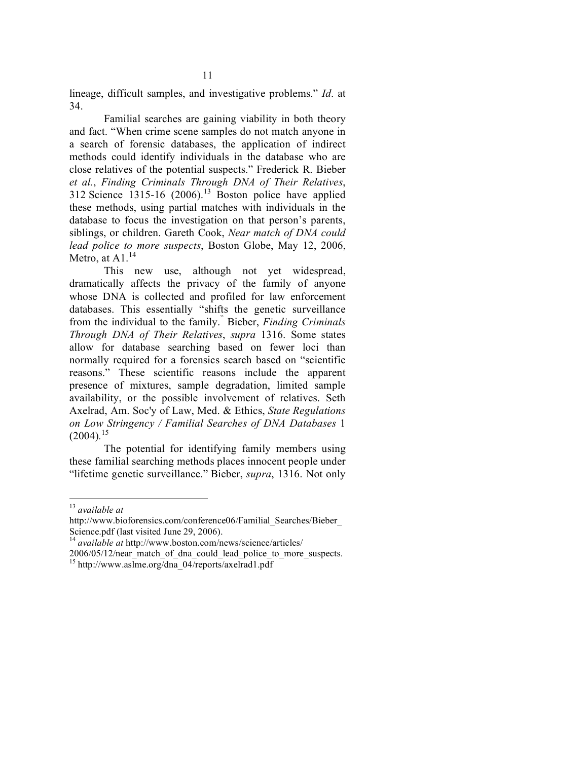lineage, difficult samples, and investigative problems." *Id*. at 34.

Familial searches are gaining viability in both theory and fact. "When crime scene samples do not match anyone in a search of forensic databases, the application of indirect methods could identify individuals in the database who are close relatives of the potential suspects." Frederick R. Bieber *et al.*, *Finding Criminals Through DNA of Their Relatives*, 312 Science 1315-16 (2006).[13] Boston police have applied these methods, using partial matches with individuals in the database to focus the investigation on that person's parents, siblings, or children. Gareth Cook, *Near match of DNA could lead police to more suspects*, Boston Globe, May 12, 2006, Metro, at A1.[14]

This new use, although not yet widespread, dramatically affects the privacy of the family of anyone whose DNA is collected and profiled for law enforcement databases. This essentially "shifts the genetic surveillance from the individual to the family." Bieber, *Finding Criminals Through DNA of Their Relatives*, *supra* 1316. Some states allow for database searching based on fewer loci than normally required for a forensics search based on "scientific reasons." These scientific reasons include the apparent presence of mixtures, sample degradation, limited sample availability, or the possible involvement of relatives. Seth Axelrad, Am. Soc'y of Law, Med. & Ethics, *State Regulations on Low Stringency / Familial Searches of DNA Databases* 1 (2004).[15]

The potential for identifying family members using these familial searching methods places innocent people under "lifetime genetic surveillance." Bieber, *supra*, 1316. Not only

---

[13] *available at* http://www.bioforensics.com/conference06/Familial_Searches/Bieber_Science.pdf (last visited June 29, 2006).

[14] *available at* http://www.boston.com/news/science/articles/2006/05/12/near_match_of_dna_could_lead_police_to_more_suspects.

[15] http://www.aslme.org/dna_04/reports/axelrad1.pdf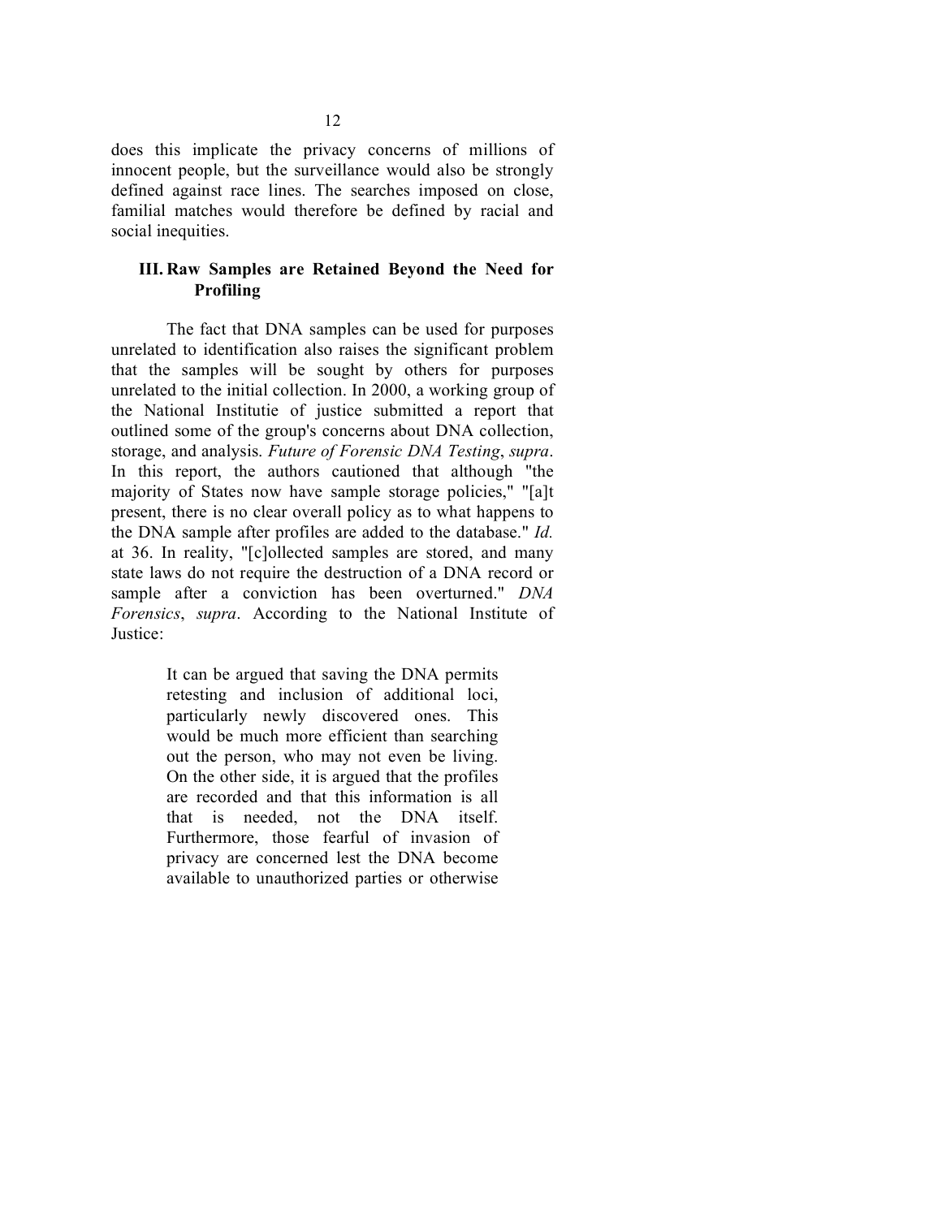does this implicate the privacy concerns of millions of innocent people, but the surveillance would also be strongly defined against race lines. The searches imposed on close, familial matches would therefore be defined by racial and social inequities.

### III. Raw Samples are Retained Beyond the Need for Profiling

The fact that DNA samples can be used for purposes unrelated to identification also raises the significant problem that the samples will be sought by others for purposes unrelated to the initial collection. In 2000, a working group of the National Institutie of justice submitted a report that outlined some of the group's concerns about DNA collection, storage, and analysis. *Future of Forensic DNA Testing*, *supra*. In this report, the authors cautioned that although "the majority of States now have sample storage policies," "[a]t present, there is no clear overall policy as to what happens to the DNA sample after profiles are added to the database." *Id.* at 36. In reality, "[c]ollected samples are stored, and many state laws do not require the destruction of a DNA record or sample after a conviction has been overturned." *DNA Forensics*, *supra*. According to the National Institute of Justice:

> It can be argued that saving the DNA permits retesting and inclusion of additional loci, particularly newly discovered ones. This would be much more efficient than searching out the person, who may not even be living. On the other side, it is argued that the profiles are recorded and that this information is all that is needed, not the DNA itself. Furthermore, those fearful of invasion of privacy are concerned lest the DNA become available to unauthorized parties or otherwise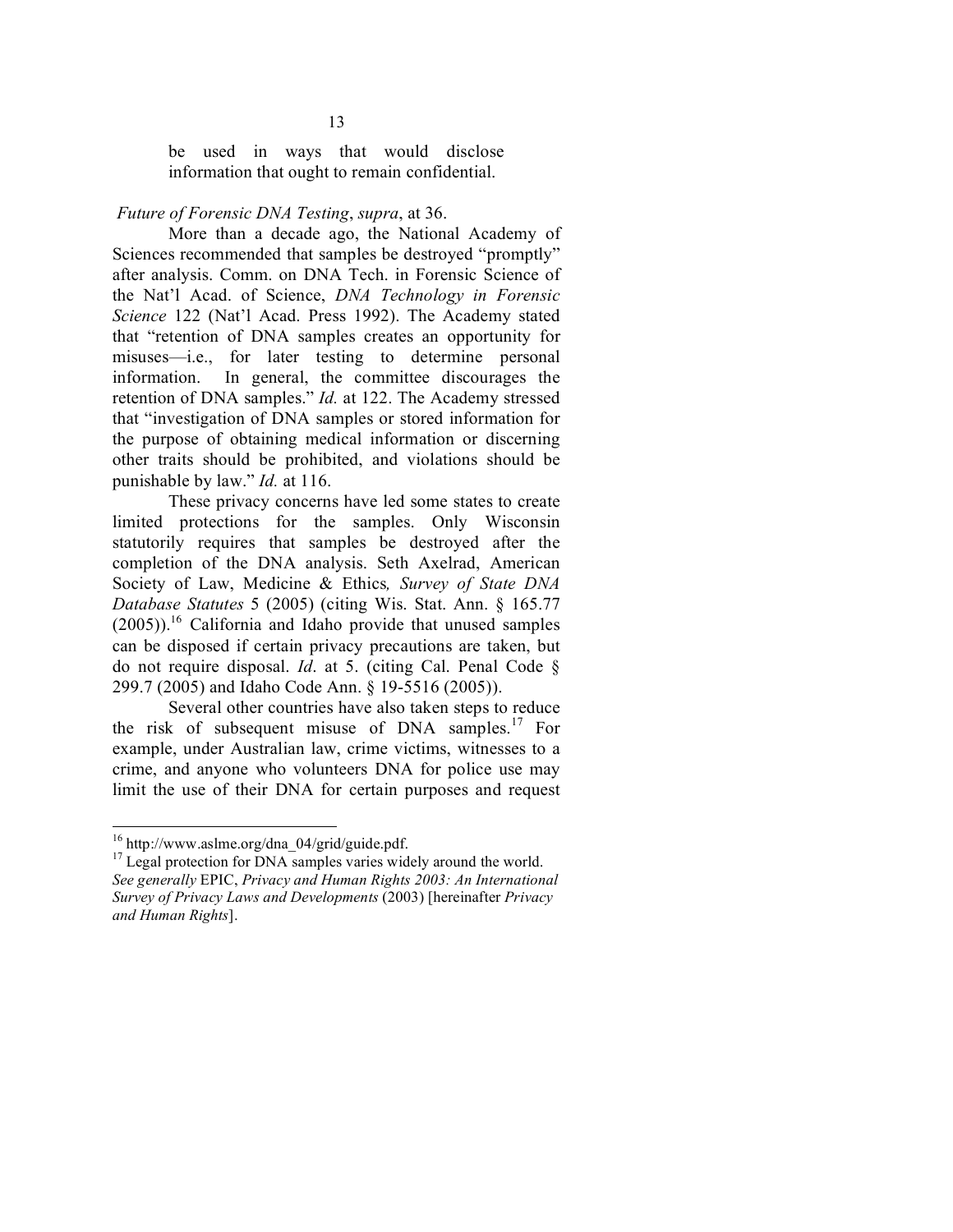> be used in ways that would disclose information that ought to remain confidential.

*Future of Forensic DNA Testing*, *supra*, at 36.

More than a decade ago, the National Academy of Sciences recommended that samples be destroyed "promptly" after analysis. Comm. on DNA Tech. in Forensic Science of the Nat'l Acad. of Science, *DNA Technology in Forensic Science* 122 (Nat'l Acad. Press 1992). The Academy stated that "retention of DNA samples creates an opportunity for misuses—i.e., for later testing to determine personal information. In general, the committee discourages the retention of DNA samples." *Id.* at 122. The Academy stressed that "investigation of DNA samples or stored information for the purpose of obtaining medical information or discerning other traits should be prohibited, and violations should be punishable by law." *Id.* at 116.

These privacy concerns have led some states to create limited protections for the samples. Only Wisconsin statutorily requires that samples be destroyed after the completion of the DNA analysis. Seth Axelrad, American Society of Law, Medicine & Ethics*, Survey of State DNA Database Statutes* 5 (2005) (citing Wis. Stat. Ann. § 165.77 (2005)).[16] California and Idaho provide that unused samples can be disposed if certain privacy precautions are taken, but do not require disposal. *Id*. at 5. (citing Cal. Penal Code § 299.7 (2005) and Idaho Code Ann. § 19-5516 (2005)).

Several other countries have also taken steps to reduce the risk of subsequent misuse of DNA samples.[17] For example, under Australian law, crime victims, witnesses to a crime, and anyone who volunteers DNA for police use may limit the use of their DNA for certain purposes and request

---

[16] http://www.aslme.org/dna_04/grid/guide.pdf.

[17] Legal protection for DNA samples varies widely around the world. *See generally* EPIC, *Privacy and Human Rights 2003: An International Survey of Privacy Laws and Developments* (2003) [hereinafter *Privacy and Human Rights*].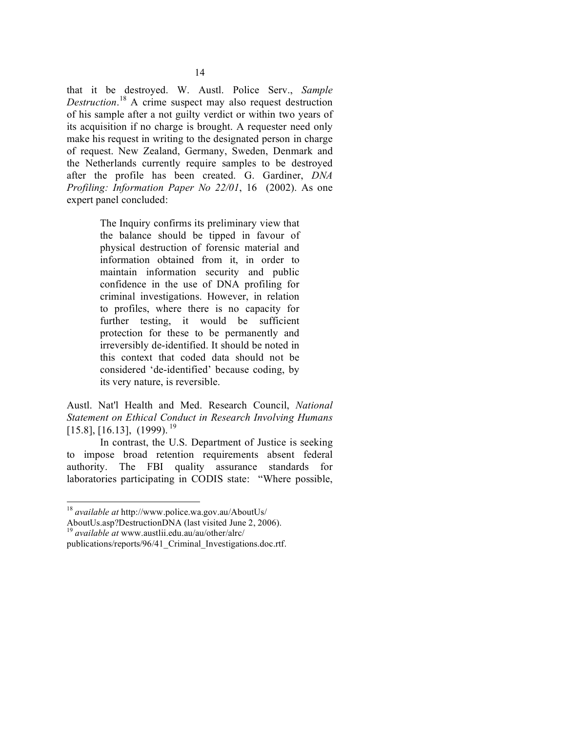that it be destroyed. W. Austl. Police Serv., *Sample Destruction*.[18] A crime suspect may also request destruction of his sample after a not guilty verdict or within two years of its acquisition if no charge is brought. A requester need only make his request in writing to the designated person in charge of request. New Zealand, Germany, Sweden, Denmark and the Netherlands currently require samples to be destroyed after the profile has been created. G. Gardiner, *DNA Profiling: Information Paper No 22/01*, 16 (2002). As one expert panel concluded:

> The Inquiry confirms its preliminary view that the balance should be tipped in favour of physical destruction of forensic material and information obtained from it, in order to maintain information security and public confidence in the use of DNA profiling for criminal investigations. However, in relation to profiles, where there is no capacity for further testing, it would be sufficient protection for these to be permanently and irreversibly de-identified. It should be noted in this context that coded data should not be considered 'de-identified' because coding, by its very nature, is reversible.

Austl. Nat'l Health and Med. Research Council, *National Statement on Ethical Conduct in Research Involving Humans* [15.8], [16.13], (1999).[19]

In contrast, the U.S. Department of Justice is seeking to impose broad retention requirements absent federal authority. The FBI quality assurance standards for laboratories participating in CODIS state: "Where possible,

---

[18] *available at* http://www.police.wa.gov.au/AboutUs/AboutUs.asp?DestructionDNA (last visited June 2, 2006).

[19] *available at* www.austlii.edu.au/au/other/alrc/publications/reports/96/41_Criminal_Investigations.doc.rtf.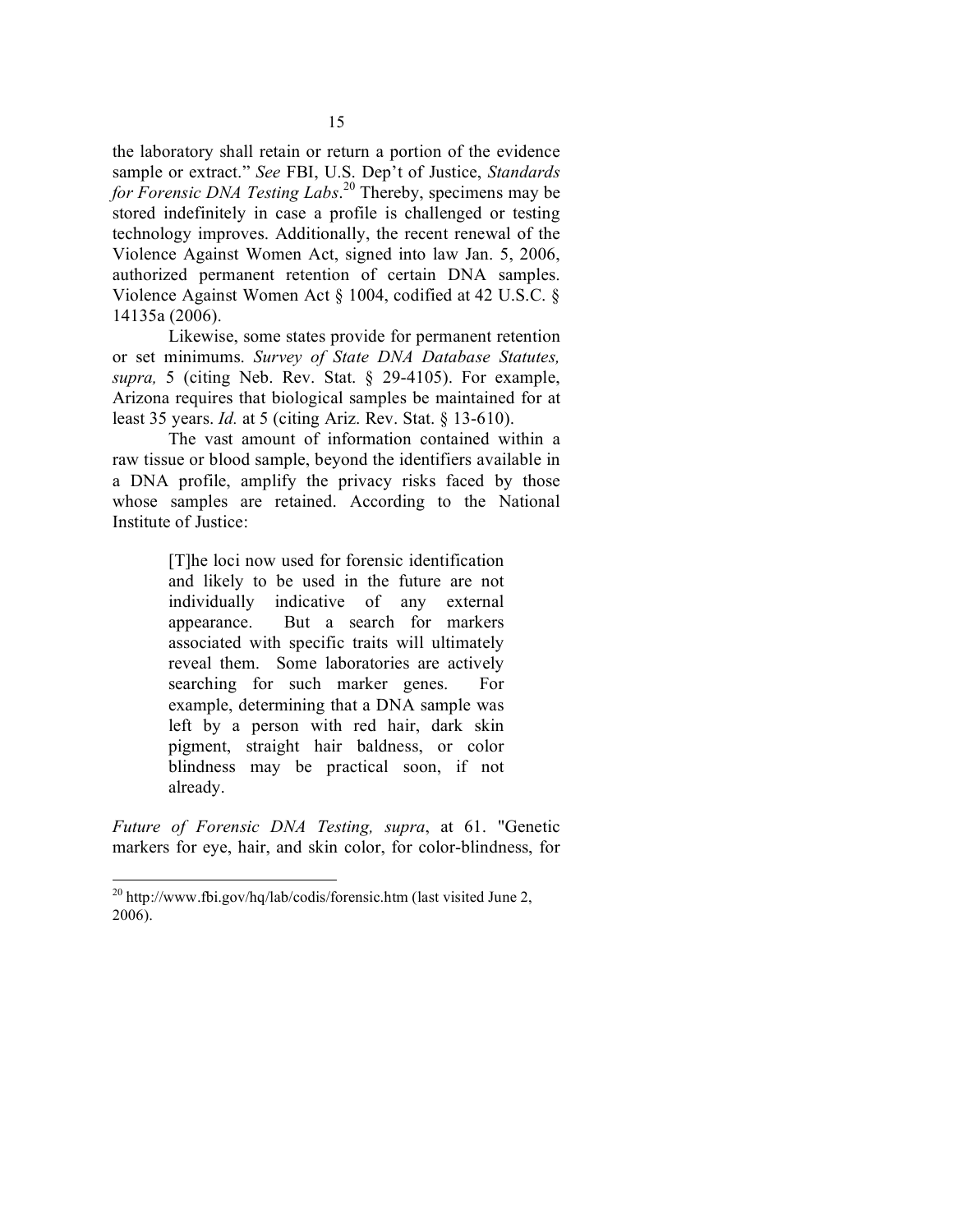the laboratory shall retain or return a portion of the evidence sample or extract." *See* FBI, U.S. Dep't of Justice, *Standards for Forensic DNA Testing Labs*.[20] Thereby, specimens may be stored indefinitely in case a profile is challenged or testing technology improves. Additionally, the recent renewal of the Violence Against Women Act, signed into law Jan. 5, 2006, authorized permanent retention of certain DNA samples. Violence Against Women Act § 1004, codified at 42 U.S.C. § 14135a (2006).

Likewise, some states provide for permanent retention or set minimums. *Survey of State DNA Database Statutes, supra,* 5 (citing Neb. Rev. Stat. § 29-4105). For example, Arizona requires that biological samples be maintained for at least 35 years. *Id.* at 5 (citing Ariz. Rev. Stat. § 13-610).

The vast amount of information contained within a raw tissue or blood sample, beyond the identifiers available in a DNA profile, amplify the privacy risks faced by those whose samples are retained. According to the National Institute of Justice:

> [T]he loci now used for forensic identification and likely to be used in the future are not individually indicative of any external appearance. But a search for markers associated with specific traits will ultimately reveal them. Some laboratories are actively searching for such marker genes. For example, determining that a DNA sample was left by a person with red hair, dark skin pigment, straight hair baldness, or color blindness may be practical soon, if not already.

*Future of Forensic DNA Testing, supra*, at 61. "Genetic markers for eye, hair, and skin color, for color-blindness, for

---

[20] http://www.fbi.gov/hq/lab/codis/forensic.htm (last visited June 2, 2006).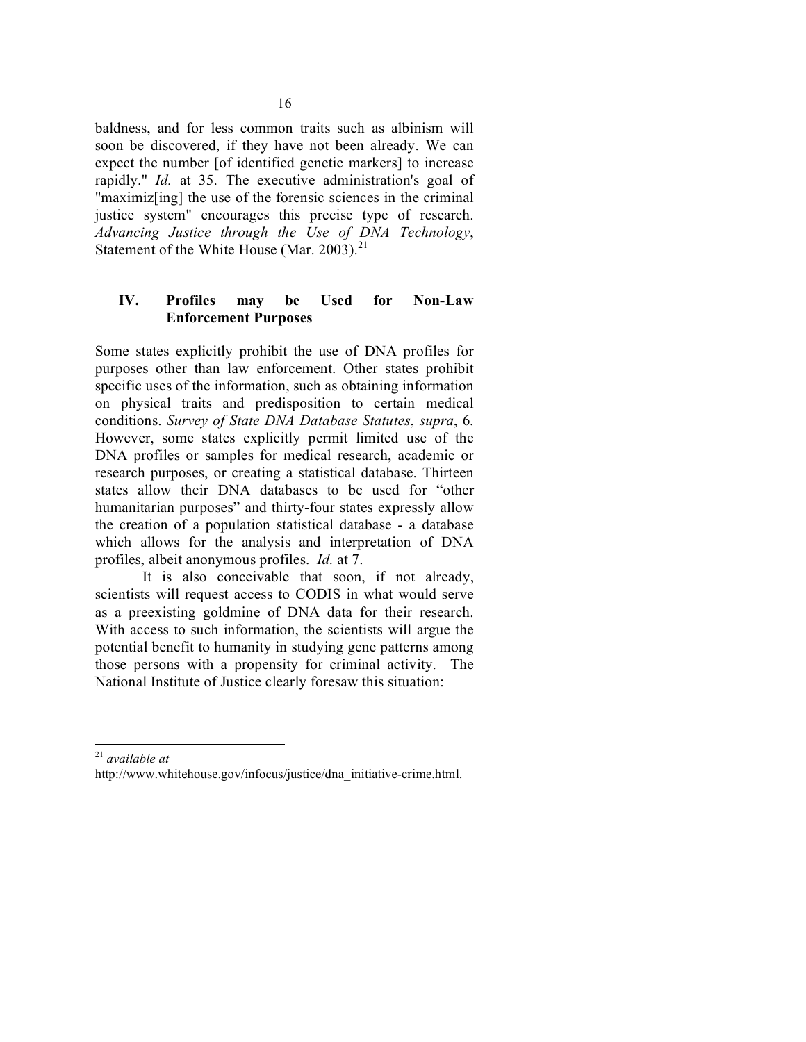baldness, and for less common traits such as albinism will soon be discovered, if they have not been already. We can expect the number [of identified genetic markers] to increase rapidly." *Id.* at 35. The executive administration's goal of "maximiz[ing] the use of the forensic sciences in the criminal justice system" encourages this precise type of research. *Advancing Justice through the Use of DNA Technology*, Statement of the White House (Mar. 2003).[21]

## IV. Profiles may be Used for Non-Law Enforcement Purposes

Some states explicitly prohibit the use of DNA profiles for purposes other than law enforcement. Other states prohibit specific uses of the information, such as obtaining information on physical traits and predisposition to certain medical conditions. *Survey of State DNA Database Statutes*, *supra*, 6. However, some states explicitly permit limited use of the DNA profiles or samples for medical research, academic or research purposes, or creating a statistical database. Thirteen states allow their DNA databases to be used for "other humanitarian purposes" and thirty-four states expressly allow the creation of a population statistical database - a database which allows for the analysis and interpretation of DNA profiles, albeit anonymous profiles. *Id.* at 7.

It is also conceivable that soon, if not already, scientists will request access to CODIS in what would serve as a preexisting goldmine of DNA data for their research. With access to such information, the scientists will argue the potential benefit to humanity in studying gene patterns among those persons with a propensity for criminal activity. The National Institute of Justice clearly foresaw this situation:

---

[21] *available at* http://www.whitehouse.gov/infocus/justice/dna_initiative-crime.html.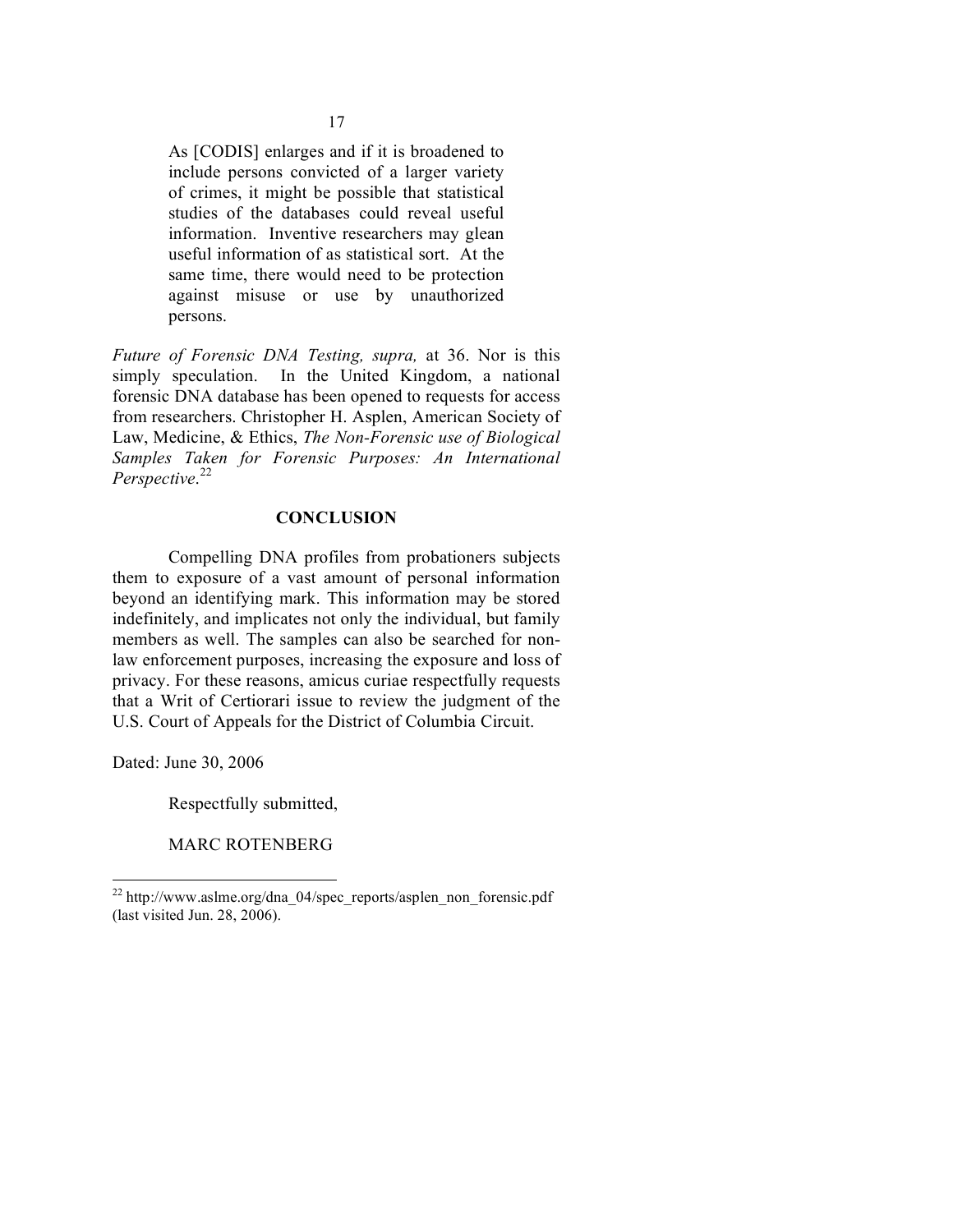> As [CODIS] enlarges and if it is broadened to include persons convicted of a larger variety of crimes, it might be possible that statistical studies of the databases could reveal useful information. Inventive researchers may glean useful information of as statistical sort. At the same time, there would need to be protection against misuse or use by unauthorized persons.

*Future of Forensic DNA Testing, supra,* at 36. Nor is this simply speculation. In the United Kingdom, a national forensic DNA database has been opened to requests for access from researchers. Christopher H. Asplen, American Society of Law, Medicine, & Ethics, *The Non-Forensic use of Biological Samples Taken for Forensic Purposes: An International Perspective*.[22]

## CONCLUSION

Compelling DNA profiles from probationers subjects them to exposure of a vast amount of personal information beyond an identifying mark. This information may be stored indefinitely, and implicates not only the individual, but family members as well. The samples can also be searched for non-law enforcement purposes, increasing the exposure and loss of privacy. For these reasons, amicus curiae respectfully requests that a Writ of Certiorari issue to review the judgment of the U.S. Court of Appeals for the District of Columbia Circuit.

Dated: June 30, 2006

Respectfully submitted,

MARC ROTENBERG

---

[22] http://www.aslme.org/dna_04/spec_reports/asplen_non_forensic.pdf (last visited Jun. 28, 2006).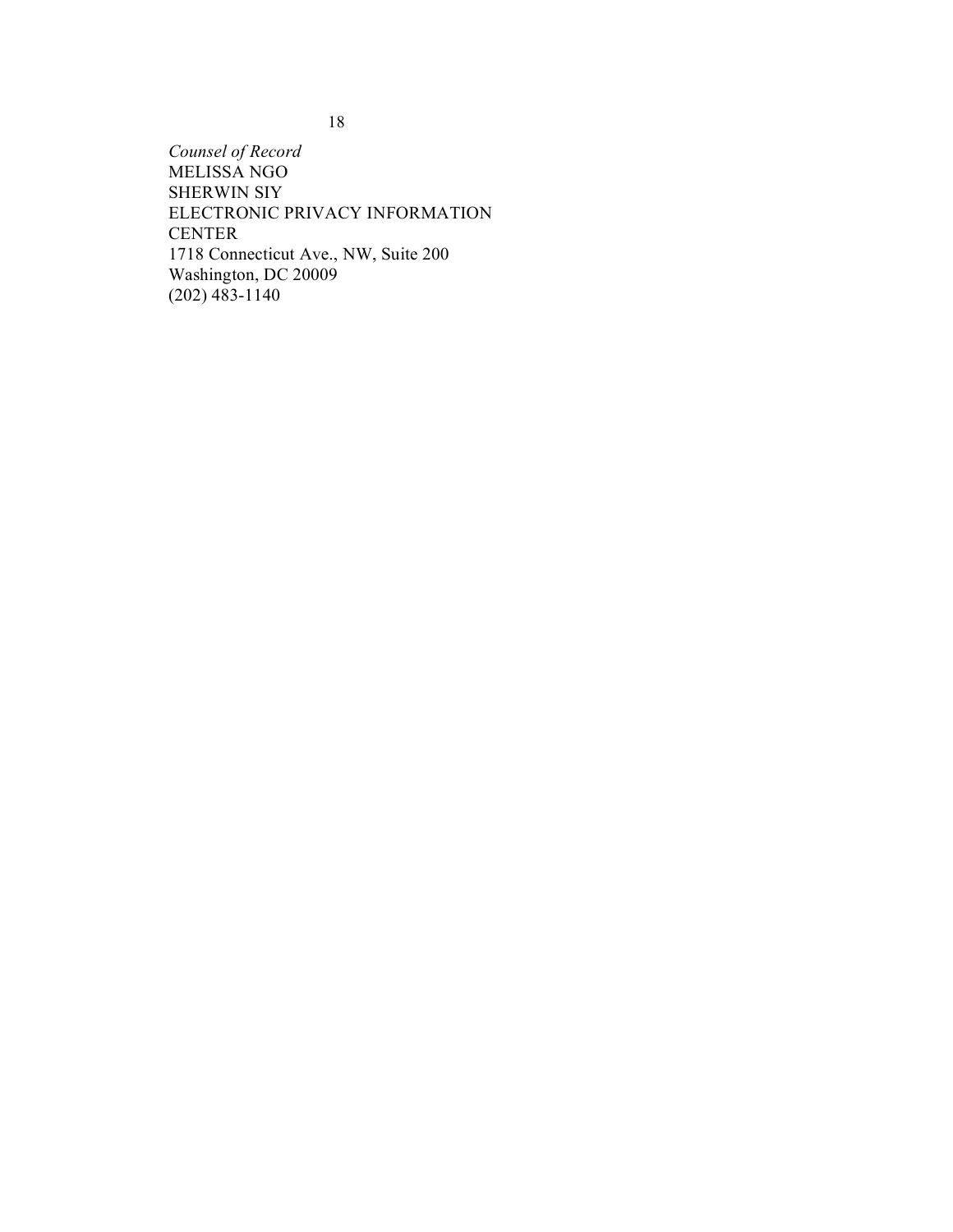*Counsel of Record*
MELISSA NGO
SHERWIN SIY
ELECTRONIC PRIVACY INFORMATION CENTER
1718 Connecticut Ave., NW, Suite 200
Washington, DC 20009
(202) 483-1140